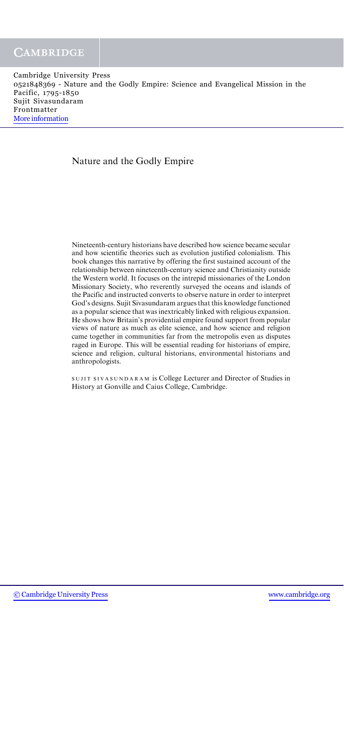# Nature and the Godly Empire

Nineteenth-century historians have described how science became secular and how scientific theories such as evolution justified colonialism. This book changes this narrative by offering the first sustained account of the relationship between nineteenth-century science and Christianity outside the Western world. It focuses on the intrepid missionaries of the London Missionary Society, who reverently surveyed the oceans and islands of the Pacific and instructed converts to observe nature in order to interpret God's designs. Sujit Sivasundaram argues that this knowledge functioned as a popular science that was inextricably linked with religious expansion. He shows how Britain's providential empire found support from popular views of nature as much as elite science, and how science and religion came together in communities far from the metropolis even as disputes raged in Europe. This will be essential reading for historians of empire, science and religion, cultural historians, environmental historians and anthropologists.

SUJIT SIVASUNDARAM is College Lecturer and Director of Studies in History at Gonville and Caius College, Cambridge.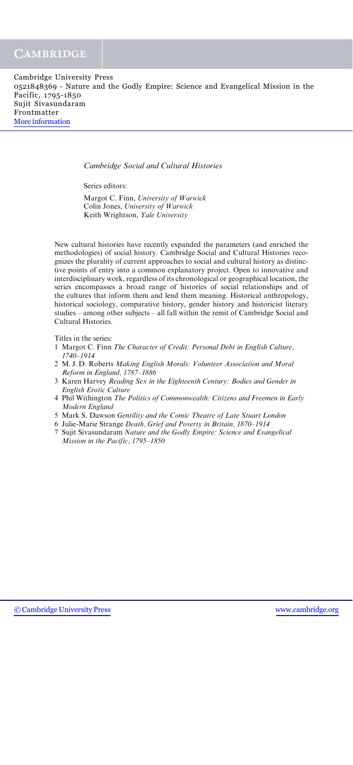*Cambridge Social and Cultural Histories*

Series editors:

Margot C. Finn, *University of Warwick*
Colin Jones, *University of Warwick*
Keith Wrightson, *Yale University*

New cultural histories have recently expanded the parameters (and enriched the methodologies) of social history. Cambridge Social and Cultural Histories recognizes the plurality of current approaches to social and cultural history as distinctive points of entry into a common explanatory project. Open to innovative and interdisciplinary work, regardless of its chronological or geographical location, the series encompasses a broad range of histories of social relationships and of the cultures that inform them and lend them meaning. Historical anthropology, historical sociology, comparative history, gender history and historicist literary studies – among other subjects – all fall within the remit of Cambridge Social and Cultural Histories.

Titles in the series:

1. Margot C. Finn *The Character of Credit: Personal Debt in English Culture, 1740–1914*
2. M. J. D. Roberts *Making English Morals: Volunteer Association and Moral Reform in England, 1787–1886*
3. Karen Harvey *Reading Sex in the Eighteenth Century: Bodies and Gender in English Erotic Culture*
4. Phil Withington *The Politics of Commonwealth: Citizens and Freemen in Early Modern England*
5. Mark S. Dawson *Gentility and the Comic Theatre of Late Stuart London*
6. Julie-Marie Strange *Death, Grief and Poverty in Britain, 1870–1914*
7. Sujit Sivasundaram *Nature and the Godly Empire: Science and Evangelical Mission in the Pacific, 1795–1850*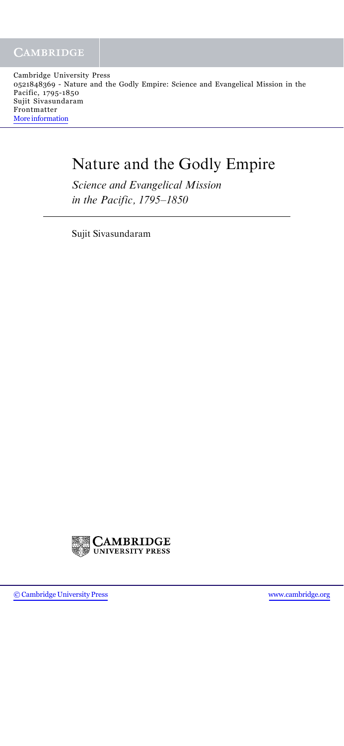# Nature and the Godly Empire

*Science and Evangelical Mission in the Pacific, 1795–1850*

Sujit Sivasundaram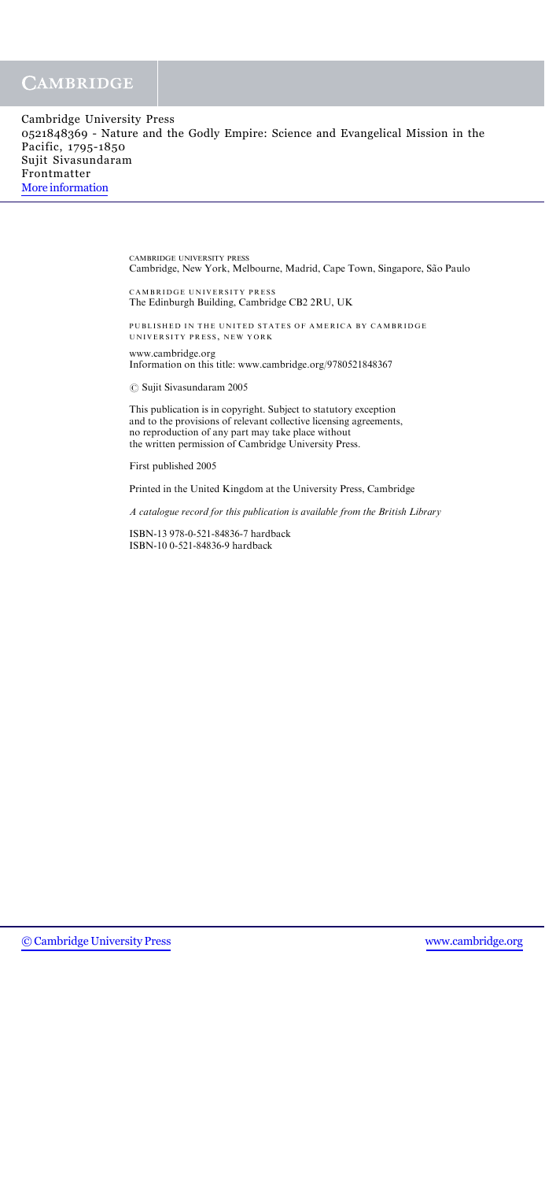CAMBRIDGE UNIVERSITY PRESS
Cambridge, New York, Melbourne, Madrid, Cape Town, Singapore, São Paulo

CAMBRIDGE UNIVERSITY PRESS
The Edinburgh Building, Cambridge CB2 2RU, UK

PUBLISHED IN THE UNITED STATES OF AMERICA BY CAMBRIDGE UNIVERSITY PRESS, NEW YORK

www.cambridge.org
Information on this title: www.cambridge.org/9780521848367

© Sujit Sivasundaram 2005

This publication is in copyright. Subject to statutory exception and to the provisions of relevant collective licensing agreements, no reproduction of any part may take place without the written permission of Cambridge University Press.

First published 2005

Printed in the United Kingdom at the University Press, Cambridge

*A catalogue record for this publication is available from the British Library*

ISBN-13 978-0-521-84836-7 hardback
ISBN-10 0-521-84836-9 hardback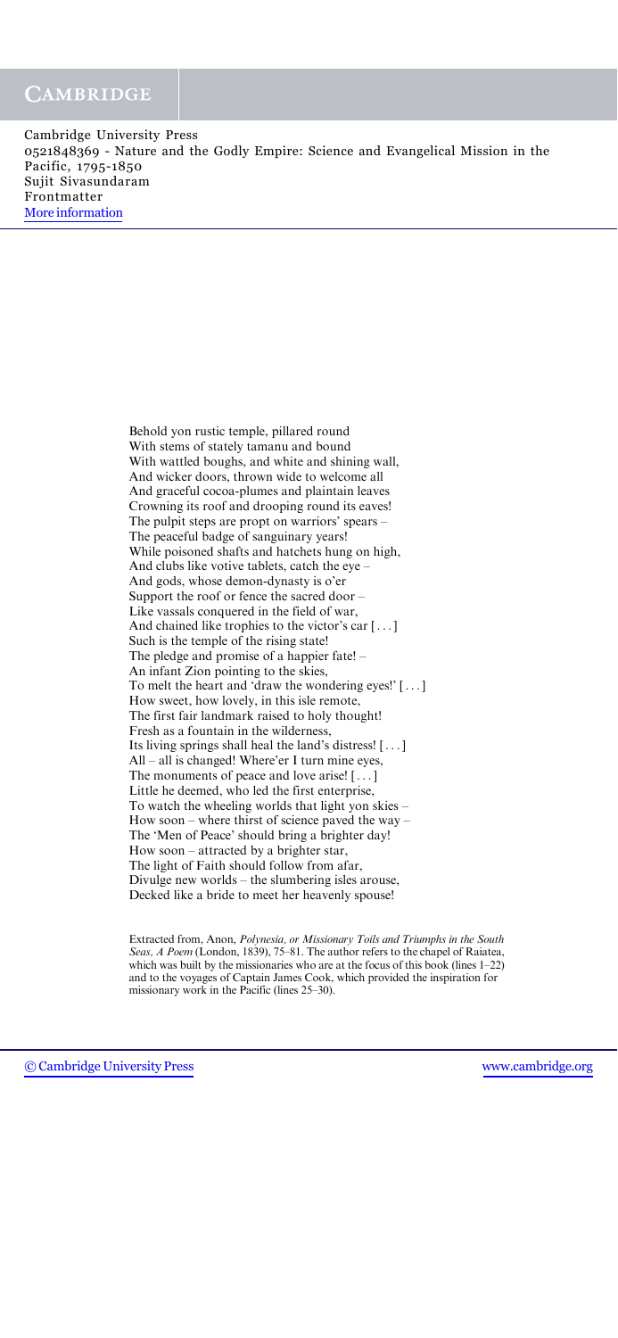Behold yon rustic temple, pillared round  
With stems of stately tamanu and bound  
With wattled boughs, and white and shining wall,  
And wicker doors, thrown wide to welcome all  
And graceful cocoa-plumes and plaintain leaves  
Crowning its roof and drooping round its eaves!  
The pulpit steps are propt on warriors' spears –  
The peaceful badge of sanguinary years!  
While poisoned shafts and hatchets hung on high,  
And clubs like votive tablets, catch the eye –  
And gods, whose demon-dynasty is o'er  
Support the roof or fence the sacred door –  
Like vassals conquered in the field of war,  
And chained like trophies to the victor's car [...]  
Such is the temple of the rising state!  
The pledge and promise of a happier fate! –  
An infant Zion pointing to the skies,  
To melt the heart and 'draw the wondering eyes!' [...]  
How sweet, how lovely, in this isle remote,  
The first fair landmark raised to holy thought!  
Fresh as a fountain in the wilderness,  
Its living springs shall heal the land's distress! [...]  
All – all is changed! Where'er I turn mine eyes,  
The monuments of peace and love arise! [...]  
Little he deemed, who led the first enterprise,  
To watch the wheeling worlds that light yon skies –  
How soon – where thirst of science paved the way –  
The 'Men of Peace' should bring a brighter day!  
How soon – attracted by a brighter star,  
The light of Faith should follow from afar,  
Divulge new worlds – the slumbering isles arouse,  
Decked like a bride to meet her heavenly spouse!

Extracted from, Anon, *Polynesia, or Missionary Toils and Triumphs in the South Seas, A Poem* (London, 1839), 75–81. The author refers to the chapel of Raiatea, which was built by the missionaries who are at the focus of this book (lines 1–22) and to the voyages of Captain James Cook, which provided the inspiration for missionary work in the Pacific (lines 25–30).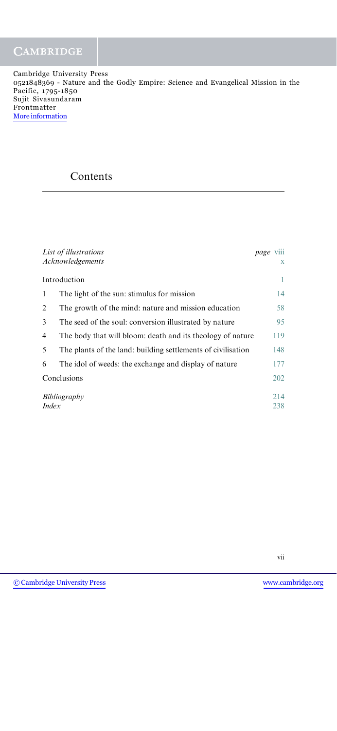# Contents

| | | |
|---|---|---|
| *List of illustrations* | | *page* viii |
| *Acknowledgements* | | x |
| Introduction | | 1 |
| 1 | The light of the sun: stimulus for mission | 14 |
| 2 | The growth of the mind: nature and mission education | 58 |
| 3 | The seed of the soul: conversion illustrated by nature | 95 |
| 4 | The body that will bloom: death and its theology of nature | 119 |
| 5 | The plants of the land: building settlements of civilisation | 148 |
| 6 | The idol of weeds: the exchange and display of nature | 177 |
| Conclusions | | 202 |
| *Bibliography* | | 214 |
| *Index* | | 238 |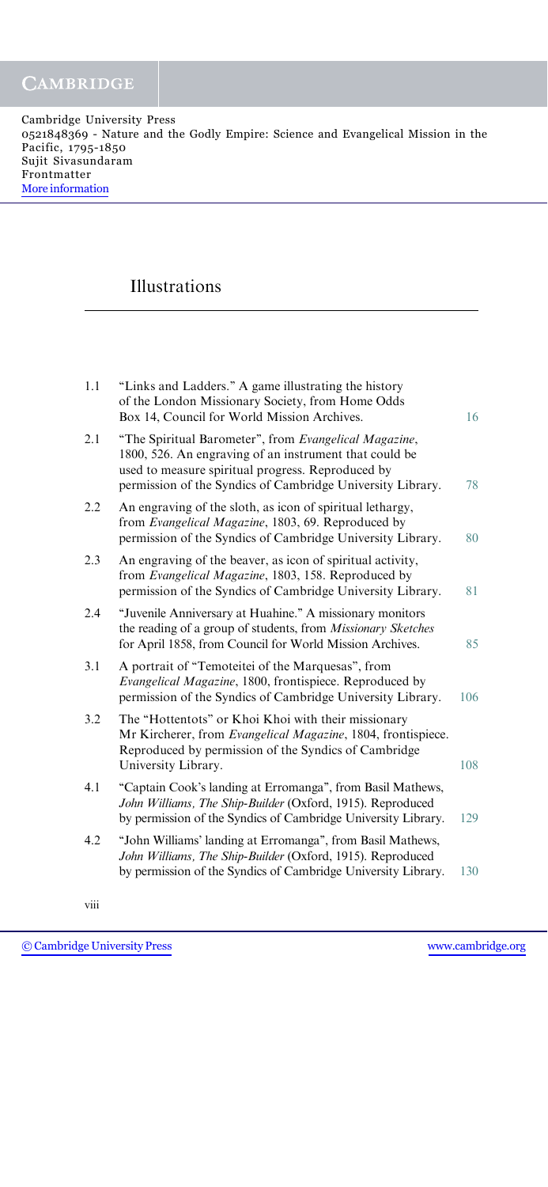# Illustrations

| | | |
|---|---|---|
| 1.1 | "Links and Ladders." A game illustrating the history of the London Missionary Society, from Home Odds Box 14, Council for World Mission Archives. | 16 |
| 2.1 | "The Spiritual Barometer", from *Evangelical Magazine*, 1800, 526. An engraving of an instrument that could be used to measure spiritual progress. Reproduced by permission of the Syndics of Cambridge University Library. | 78 |
| 2.2 | An engraving of the sloth, as icon of spiritual lethargy, from *Evangelical Magazine*, 1803, 69. Reproduced by permission of the Syndics of Cambridge University Library. | 80 |
| 2.3 | An engraving of the beaver, as icon of spiritual activity, from *Evangelical Magazine*, 1803, 158. Reproduced by permission of the Syndics of Cambridge University Library. | 81 |
| 2.4 | "Juvenile Anniversary at Huahine." A missionary monitors the reading of a group of students, from *Missionary Sketches* for April 1858, from Council for World Mission Archives. | 85 |
| 3.1 | A portrait of "Temoteitei of the Marquesas", from *Evangelical Magazine*, 1800, frontispiece. Reproduced by permission of the Syndics of Cambridge University Library. | 106 |
| 3.2 | The "Hottentots" or Khoi Khoi with their missionary Mr Kircherer, from *Evangelical Magazine*, 1804, frontispiece. Reproduced by permission of the Syndics of Cambridge University Library. | 108 |
| 4.1 | "Captain Cook's landing at Erromanga", from Basil Mathews, *John Williams, The Ship-Builder* (Oxford, 1915). Reproduced by permission of the Syndics of Cambridge University Library. | 129 |
| 4.2 | "John Williams' landing at Erromanga", from Basil Mathews, *John Williams, The Ship-Builder* (Oxford, 1915). Reproduced by permission of the Syndics of Cambridge University Library. | 130 |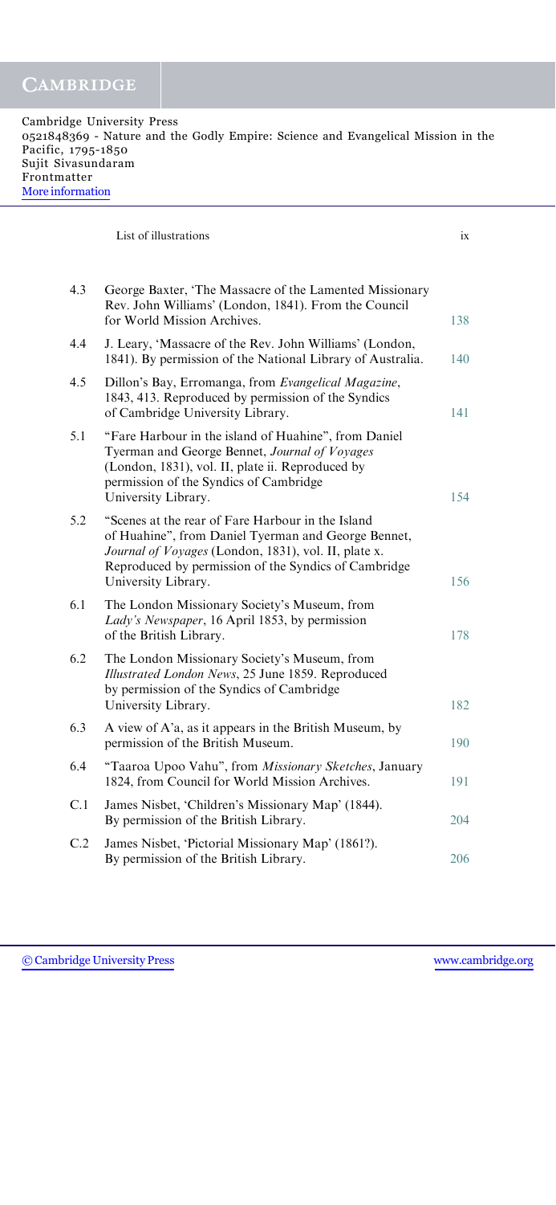## List of illustrations

| | | |
|---|---|---|
| 4.3 | George Baxter, 'The Massacre of the Lamented Missionary Rev. John Williams' (London, 1841). From the Council for World Mission Archives. | 138 |
| 4.4 | J. Leary, 'Massacre of the Rev. John Williams' (London, 1841). By permission of the National Library of Australia. | 140 |
| 4.5 | Dillon's Bay, Erromanga, from *Evangelical Magazine*, 1843, 413. Reproduced by permission of the Syndics of Cambridge University Library. | 141 |
| 5.1 | "Fare Harbour in the island of Huahine", from Daniel Tyerman and George Bennet, *Journal of Voyages* (London, 1831), vol. II, plate ii. Reproduced by permission of the Syndics of Cambridge University Library. | 154 |
| 5.2 | "Scenes at the rear of Fare Harbour in the Island of Huahine", from Daniel Tyerman and George Bennet, *Journal of Voyages* (London, 1831), vol. II, plate x. Reproduced by permission of the Syndics of Cambridge University Library. | 156 |
| 6.1 | The London Missionary Society's Museum, from *Lady's Newspaper*, 16 April 1853, by permission of the British Library. | 178 |
| 6.2 | The London Missionary Society's Museum, from *Illustrated London News*, 25 June 1859. Reproduced by permission of the Syndics of Cambridge University Library. | 182 |
| 6.3 | A view of A'a, as it appears in the British Museum, by permission of the British Museum. | 190 |
| 6.4 | "Taaroa Upoo Vahu", from *Missionary Sketches*, January 1824, from Council for World Mission Archives. | 191 |
| C.1 | James Nisbet, 'Children's Missionary Map' (1844). By permission of the British Library. | 204 |
| C.2 | James Nisbet, 'Pictorial Missionary Map' (1861?). By permission of the British Library. | 206 |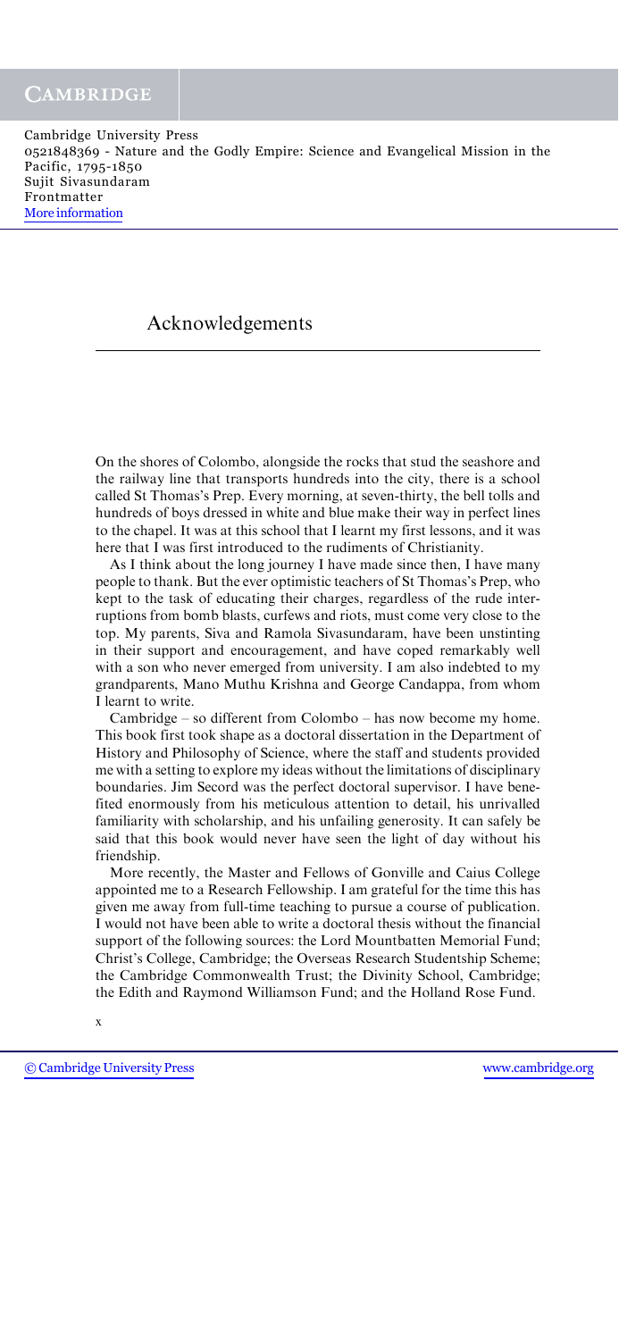# Acknowledgements

On the shores of Colombo, alongside the rocks that stud the seashore and the railway line that transports hundreds into the city, there is a school called St Thomas's Prep. Every morning, at seven-thirty, the bell tolls and hundreds of boys dressed in white and blue make their way in perfect lines to the chapel. It was at this school that I learnt my first lessons, and it was here that I was first introduced to the rudiments of Christianity.

As I think about the long journey I have made since then, I have many people to thank. But the ever optimistic teachers of St Thomas's Prep, who kept to the task of educating their charges, regardless of the rude interruptions from bomb blasts, curfews and riots, must come very close to the top. My parents, Siva and Ramola Sivasundaram, have been unstinting in their support and encouragement, and have coped remarkably well with a son who never emerged from university. I am also indebted to my grandparents, Mano Muthu Krishna and George Candappa, from whom I learnt to write.

Cambridge – so different from Colombo – has now become my home. This book first took shape as a doctoral dissertation in the Department of History and Philosophy of Science, where the staff and students provided me with a setting to explore my ideas without the limitations of disciplinary boundaries. Jim Secord was the perfect doctoral supervisor. I have benefited enormously from his meticulous attention to detail, his unrivalled familiarity with scholarship, and his unfailing generosity. It can safely be said that this book would never have seen the light of day without his friendship.

More recently, the Master and Fellows of Gonville and Caius College appointed me to a Research Fellowship. I am grateful for the time this has given me away from full-time teaching to pursue a course of publication. I would not have been able to write a doctoral thesis without the financial support of the following sources: the Lord Mountbatten Memorial Fund; Christ's College, Cambridge; the Overseas Research Studentship Scheme; the Cambridge Commonwealth Trust; the Divinity School, Cambridge; the Edith and Raymond Williamson Fund; and the Holland Rose Fund.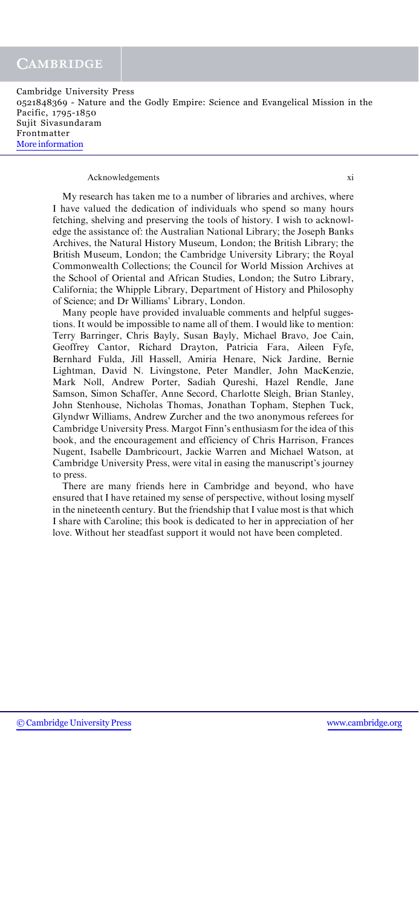My research has taken me to a number of libraries and archives, where I have valued the dedication of individuals who spend so many hours fetching, shelving and preserving the tools of history. I wish to acknowledge the assistance of: the Australian National Library; the Joseph Banks Archives, the Natural History Museum, London; the British Library; the British Museum, London; the Cambridge University Library; the Royal Commonwealth Collections; the Council for World Mission Archives at the School of Oriental and African Studies, London; the Sutro Library, California; the Whipple Library, Department of History and Philosophy of Science; and Dr Williams' Library, London.

Many people have provided invaluable comments and helpful suggestions. It would be impossible to name all of them. I would like to mention: Terry Barringer, Chris Bayly, Susan Bayly, Michael Bravo, Joe Cain, Geoffrey Cantor, Richard Drayton, Patricia Fara, Aileen Fyfe, Bernhard Fulda, Jill Hassell, Amiria Henare, Nick Jardine, Bernie Lightman, David N. Livingstone, Peter Mandler, John MacKenzie, Mark Noll, Andrew Porter, Sadiah Qureshi, Hazel Rendle, Jane Samson, Simon Schaffer, Anne Secord, Charlotte Sleigh, Brian Stanley, John Stenhouse, Nicholas Thomas, Jonathan Topham, Stephen Tuck, Glyndwr Williams, Andrew Zurcher and the two anonymous referees for Cambridge University Press. Margot Finn's enthusiasm for the idea of this book, and the encouragement and efficiency of Chris Harrison, Frances Nugent, Isabelle Dambricourt, Jackie Warren and Michael Watson, at Cambridge University Press, were vital in easing the manuscript's journey to press.

There are many friends here in Cambridge and beyond, who have ensured that I have retained my sense of perspective, without losing myself in the nineteenth century. But the friendship that I value most is that which I share with Caroline; this book is dedicated to her in appreciation of her love. Without her steadfast support it would not have been completed.